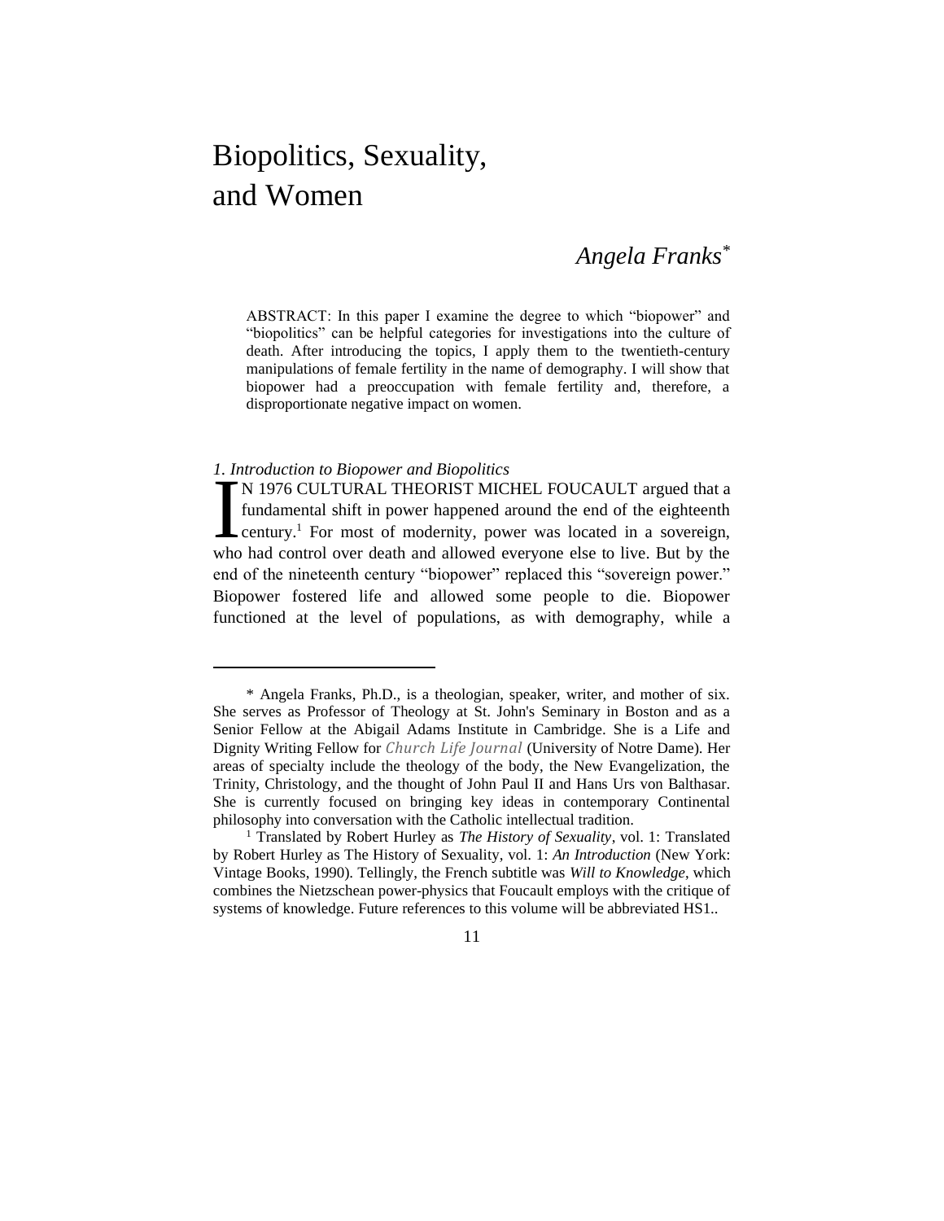# Biopolitics, Sexuality, and Women

*Angela Franks*[*]

ABSTRACT: In this paper I examine the degree to which "biopower" and "biopolitics" can be helpful categories for investigations into the culture of death. After introducing the topics, I apply them to the twentieth-century manipulations of female fertility in the name of demography. I will show that biopower had a preoccupation with female fertility and, therefore, a disproportionate negative impact on women.

## *1. Introduction to Biopower and Biopolitics*

IN 1976 CULTURAL THEORIST MICHEL FOUCAULT argued that a fundamental shift in power happened around the end of the eighteenth century.[1] For most of modernity, power was located in a sovereign, who had control over death and allowed everyone else to live. But by the end of the nineteenth century "biopower" replaced this "sovereign power." Biopower fostered life and allowed some people to die. Biopower functioned at the level of populations, as with demography, while a

---

[*] Angela Franks, Ph.D., is a theologian, speaker, writer, and mother of six. She serves as Professor of Theology at St. John's Seminary in Boston and as a Senior Fellow at the Abigail Adams Institute in Cambridge. She is a Life and Dignity Writing Fellow for *Church Life Journal* (University of Notre Dame). Her areas of specialty include the theology of the body, the New Evangelization, the Trinity, Christology, and the thought of John Paul II and Hans Urs von Balthasar. She is currently focused on bringing key ideas in contemporary Continental philosophy into conversation with the Catholic intellectual tradition.

[1] Translated by Robert Hurley as *The History of Sexuality*, vol. 1: Translated by Robert Hurley as The History of Sexuality, vol. 1: *An Introduction* (New York: Vintage Books, 1990). Tellingly, the French subtitle was *Will to Knowledge*, which combines the Nietzschean power-physics that Foucault employs with the critique of systems of knowledge. Future references to this volume will be abbreviated HS1..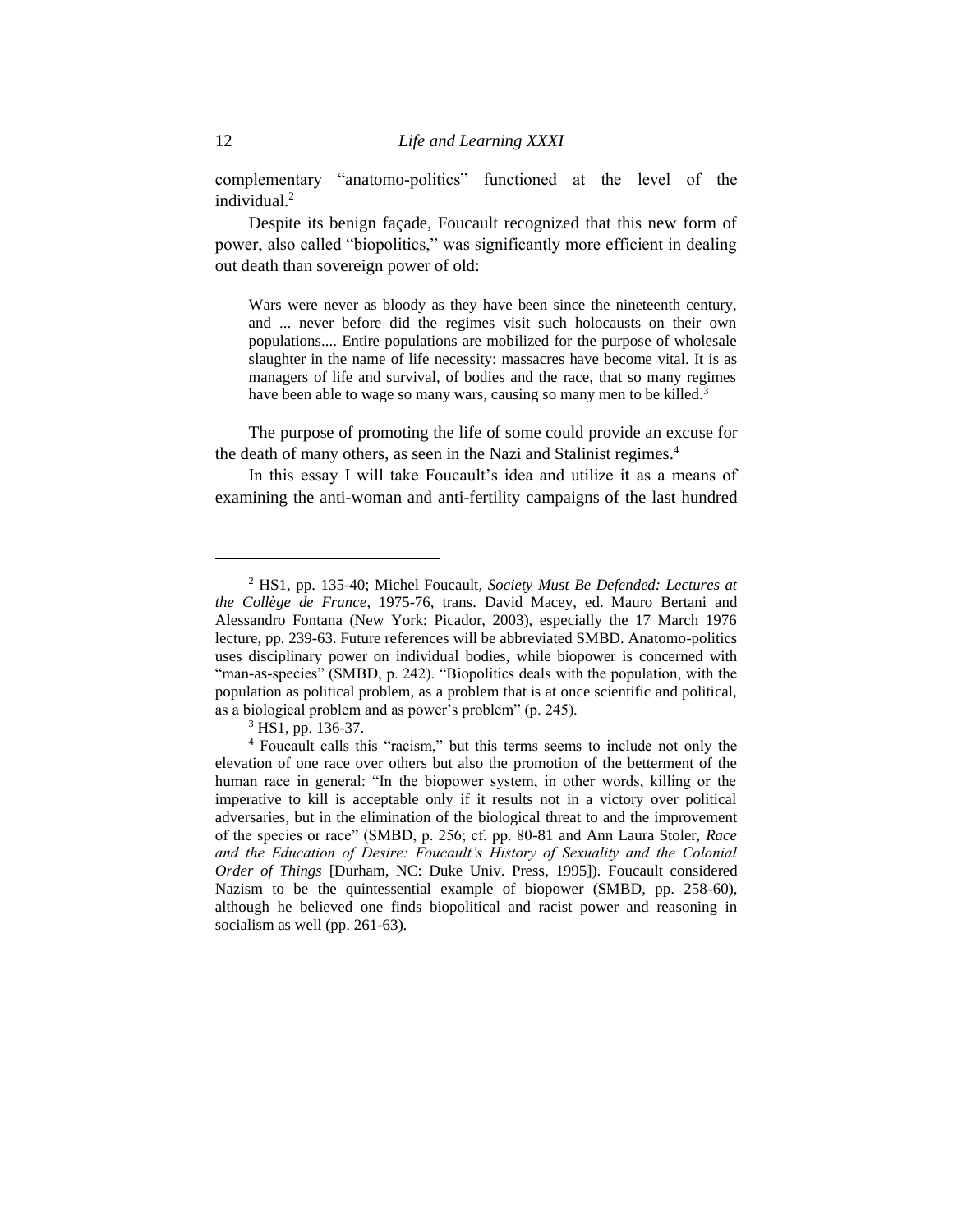complementary "anatomo-politics" functioned at the level of the individual.[2]

Despite its benign façade, Foucault recognized that this new form of power, also called "biopolitics," was significantly more efficient in dealing out death than sovereign power of old:

> Wars were never as bloody as they have been since the nineteenth century, and ... never before did the regimes visit such holocausts on their own populations.... Entire populations are mobilized for the purpose of wholesale slaughter in the name of life necessity: massacres have become vital. It is as managers of life and survival, of bodies and the race, that so many regimes have been able to wage so many wars, causing so many men to be killed.[3]

The purpose of promoting the life of some could provide an excuse for the death of many others, as seen in the Nazi and Stalinist regimes.[4]

In this essay I will take Foucault's idea and utilize it as a means of examining the anti-woman and anti-fertility campaigns of the last hundred

---

[2] HS1, pp. 135-40; Michel Foucault, *Society Must Be Defended: Lectures at the Collège de France*, 1975-76, trans. David Macey, ed. Mauro Bertani and Alessandro Fontana (New York: Picador, 2003), especially the 17 March 1976 lecture, pp. 239-63. Future references will be abbreviated SMBD. Anatomo-politics uses disciplinary power on individual bodies, while biopower is concerned with "man-as-species" (SMBD, p. 242). "Biopolitics deals with the population, with the population as political problem, as a problem that is at once scientific and political, as a biological problem and as power's problem" (p. 245).

[3] HS1, pp. 136-37.

[4] Foucault calls this "racism," but this terms seems to include not only the elevation of one race over others but also the promotion of the betterment of the human race in general: "In the biopower system, in other words, killing or the imperative to kill is acceptable only if it results not in a victory over political adversaries, but in the elimination of the biological threat to and the improvement of the species or race" (SMBD, p. 256; cf. pp. 80-81 and Ann Laura Stoler, *Race and the Education of Desire: Foucault's History of Sexuality and the Colonial Order of Things* [Durham, NC: Duke Univ. Press, 1995]). Foucault considered Nazism to be the quintessential example of biopower (SMBD, pp. 258-60), although he believed one finds biopolitical and racist power and reasoning in socialism as well (pp. 261-63).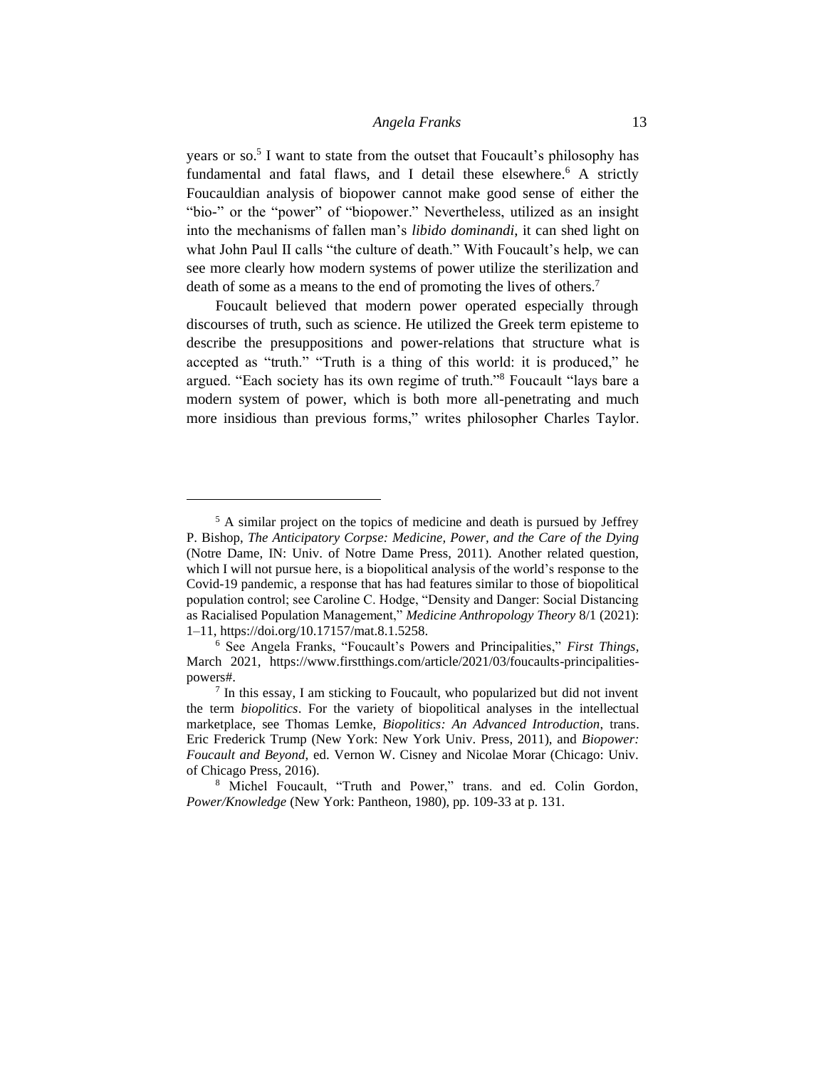years or so.[5] I want to state from the outset that Foucault's philosophy has fundamental and fatal flaws, and I detail these elsewhere.[6] A strictly Foucauldian analysis of biopower cannot make good sense of either the "bio-" or the "power" of "biopower." Nevertheless, utilized as an insight into the mechanisms of fallen man's *libido dominandi*, it can shed light on what John Paul II calls "the culture of death." With Foucault's help, we can see more clearly how modern systems of power utilize the sterilization and death of some as a means to the end of promoting the lives of others.[7]

Foucault believed that modern power operated especially through discourses of truth, such as science. He utilized the Greek term episteme to describe the presuppositions and power-relations that structure what is accepted as "truth." "Truth is a thing of this world: it is produced," he argued. "Each society has its own regime of truth."[8] Foucault "lays bare a modern system of power, which is both more all-penetrating and much more insidious than previous forms," writes philosopher Charles Taylor.

---

[5] A similar project on the topics of medicine and death is pursued by Jeffrey P. Bishop, *The Anticipatory Corpse: Medicine, Power, and the Care of the Dying* (Notre Dame, IN: Univ. of Notre Dame Press, 2011). Another related question, which I will not pursue here, is a biopolitical analysis of the world's response to the Covid-19 pandemic, a response that has had features similar to those of biopolitical population control; see Caroline C. Hodge, "Density and Danger: Social Distancing as Racialised Population Management," *Medicine Anthropology Theory* 8/1 (2021): 1–11, https://doi.org/10.17157/mat.8.1.5258.

[6] See Angela Franks, "Foucault's Powers and Principalities," *First Things*, March 2021, https://www.firstthings.com/article/2021/03/foucaults-principalities-powers#.

[7] In this essay, I am sticking to Foucault, who popularized but did not invent the term *biopolitics*. For the variety of biopolitical analyses in the intellectual marketplace, see Thomas Lemke, *Biopolitics: An Advanced Introduction*, trans. Eric Frederick Trump (New York: New York Univ. Press, 2011), and *Biopower: Foucault and Beyond*, ed. Vernon W. Cisney and Nicolae Morar (Chicago: Univ. of Chicago Press, 2016).

[8] Michel Foucault, "Truth and Power," trans. and ed. Colin Gordon, *Power/Knowledge* (New York: Pantheon, 1980), pp. 109-33 at p. 131.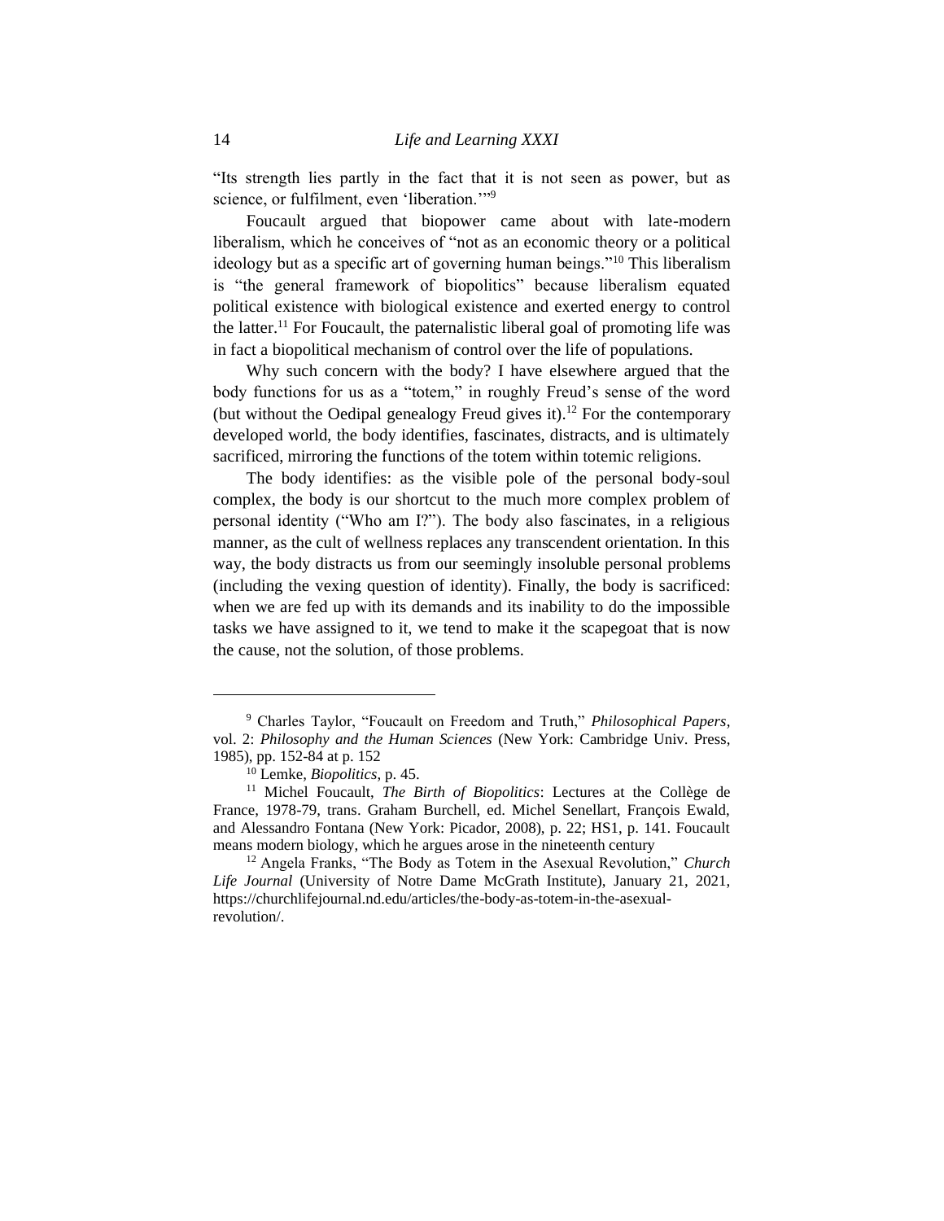"Its strength lies partly in the fact that it is not seen as power, but as science, or fulfilment, even 'liberation.'"[9]

Foucault argued that biopower came about with late-modern liberalism, which he conceives of "not as an economic theory or a political ideology but as a specific art of governing human beings."[10] This liberalism is "the general framework of biopolitics" because liberalism equated political existence with biological existence and exerted energy to control the latter.[11] For Foucault, the paternalistic liberal goal of promoting life was in fact a biopolitical mechanism of control over the life of populations.

Why such concern with the body? I have elsewhere argued that the body functions for us as a "totem," in roughly Freud's sense of the word (but without the Oedipal genealogy Freud gives it).[12] For the contemporary developed world, the body identifies, fascinates, distracts, and is ultimately sacrificed, mirroring the functions of the totem within totemic religions.

The body identifies: as the visible pole of the personal body-soul complex, the body is our shortcut to the much more complex problem of personal identity ("Who am I?"). The body also fascinates, in a religious manner, as the cult of wellness replaces any transcendent orientation. In this way, the body distracts us from our seemingly insoluble personal problems (including the vexing question of identity). Finally, the body is sacrificed: when we are fed up with its demands and its inability to do the impossible tasks we have assigned to it, we tend to make it the scapegoat that is now the cause, not the solution, of those problems.

---

[9] Charles Taylor, "Foucault on Freedom and Truth," *Philosophical Papers*, vol. 2: *Philosophy and the Human Sciences* (New York: Cambridge Univ. Press, 1985), pp. 152-84 at p. 152

[10] Lemke, *Biopolitics*, p. 45.

[11] Michel Foucault, *The Birth of Biopolitics*: Lectures at the Collège de France, 1978-79, trans. Graham Burchell, ed. Michel Senellart, François Ewald, and Alessandro Fontana (New York: Picador, 2008), p. 22; HS1, p. 141. Foucault means modern biology, which he argues arose in the nineteenth century

[12] Angela Franks, "The Body as Totem in the Asexual Revolution," *Church Life Journal* (University of Notre Dame McGrath Institute), January 21, 2021, https://churchlifejournal.nd.edu/articles/the-body-as-totem-in-the-asexual-revolution/.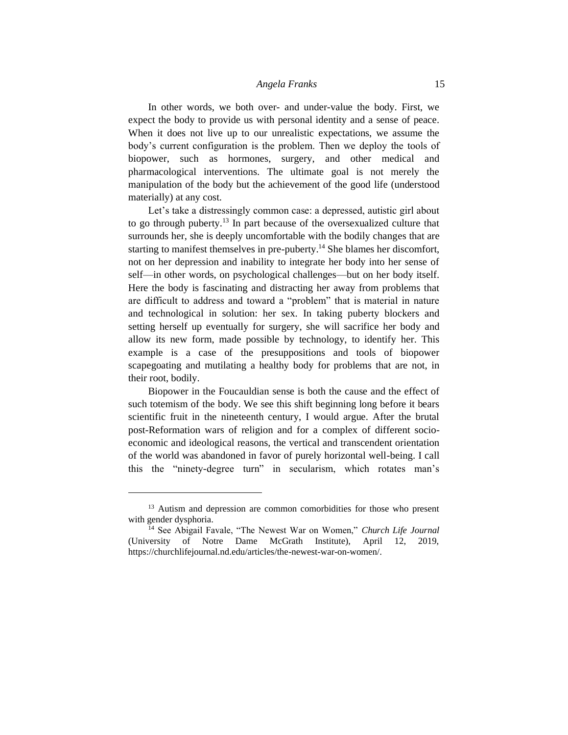In other words, we both over- and under-value the body. First, we expect the body to provide us with personal identity and a sense of peace. When it does not live up to our unrealistic expectations, we assume the body's current configuration is the problem. Then we deploy the tools of biopower, such as hormones, surgery, and other medical and pharmacological interventions. The ultimate goal is not merely the manipulation of the body but the achievement of the good life (understood materially) at any cost.

Let's take a distressingly common case: a depressed, autistic girl about to go through puberty.[13] In part because of the oversexualized culture that surrounds her, she is deeply uncomfortable with the bodily changes that are starting to manifest themselves in pre-puberty.[14] She blames her discomfort, not on her depression and inability to integrate her body into her sense of self—in other words, on psychological challenges—but on her body itself. Here the body is fascinating and distracting her away from problems that are difficult to address and toward a "problem" that is material in nature and technological in solution: her sex. In taking puberty blockers and setting herself up eventually for surgery, she will sacrifice her body and allow its new form, made possible by technology, to identify her. This example is a case of the presuppositions and tools of biopower scapegoating and mutilating a healthy body for problems that are not, in their root, bodily.

Biopower in the Foucauldian sense is both the cause and the effect of such totemism of the body. We see this shift beginning long before it bears scientific fruit in the nineteenth century, I would argue. After the brutal post-Reformation wars of religion and for a complex of different socio-economic and ideological reasons, the vertical and transcendent orientation of the world was abandoned in favor of purely horizontal well-being. I call this the "ninety-degree turn" in secularism, which rotates man's

---

[13] Autism and depression are common comorbidities for those who present with gender dysphoria.

[14] See Abigail Favale, "The Newest War on Women," *Church Life Journal* (University of Notre Dame McGrath Institute), April 12, 2019, https://churchlifejournal.nd.edu/articles/the-newest-war-on-women/.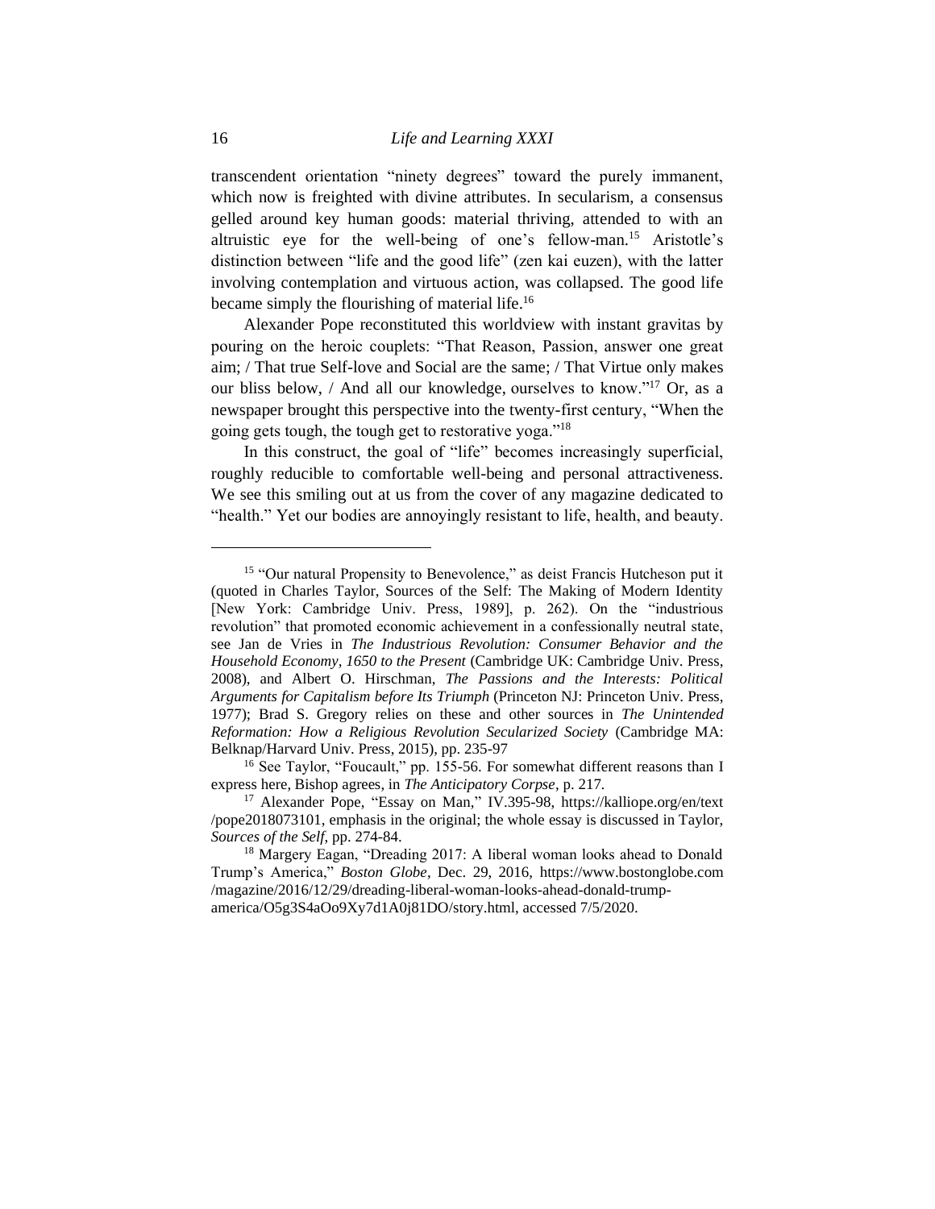transcendent orientation "ninety degrees" toward the purely immanent, which now is freighted with divine attributes. In secularism, a consensus gelled around key human goods: material thriving, attended to with an altruistic eye for the well-being of one's fellow-man.[15] Aristotle's distinction between "life and the good life" (zen kai euzen), with the latter involving contemplation and virtuous action, was collapsed. The good life became simply the flourishing of material life.[16]

Alexander Pope reconstituted this worldview with instant gravitas by pouring on the heroic couplets: "That Reason, Passion, answer one great aim; / That true Self-love and Social are the same; / That Virtue only makes our bliss below, / And all our knowledge, ourselves to know."[17] Or, as a newspaper brought this perspective into the twenty-first century, "When the going gets tough, the tough get to restorative yoga."[18]

In this construct, the goal of "life" becomes increasingly superficial, roughly reducible to comfortable well-being and personal attractiveness. We see this smiling out at us from the cover of any magazine dedicated to "health." Yet our bodies are annoyingly resistant to life, health, and beauty.

---

[15] "Our natural Propensity to Benevolence," as deist Francis Hutcheson put it (quoted in Charles Taylor, Sources of the Self: The Making of Modern Identity [New York: Cambridge Univ. Press, 1989], p. 262). On the "industrious revolution" that promoted economic achievement in a confessionally neutral state, see Jan de Vries in *The Industrious Revolution: Consumer Behavior and the Household Economy, 1650 to the Present* (Cambridge UK: Cambridge Univ. Press, 2008), and Albert O. Hirschman, *The Passions and the Interests: Political Arguments for Capitalism before Its Triumph* (Princeton NJ: Princeton Univ. Press, 1977); Brad S. Gregory relies on these and other sources in *The Unintended Reformation: How a Religious Revolution Secularized Society* (Cambridge MA: Belknap/Harvard Univ. Press, 2015), pp. 235-97

[16] See Taylor, "Foucault," pp. 155-56. For somewhat different reasons than I express here, Bishop agrees, in *The Anticipatory Corpse*, p. 217.

[17] Alexander Pope, "Essay on Man," IV.395-98, https://kalliope.org/en/text/pope2018073101, emphasis in the original; the whole essay is discussed in Taylor, *Sources of the Self*, pp. 274-84.

[18] Margery Eagan, "Dreading 2017: A liberal woman looks ahead to Donald Trump's America," *Boston Globe*, Dec. 29, 2016, https://www.bostonglobe.com/magazine/2016/12/29/dreading-liberal-woman-looks-ahead-donald-trump-america/O5g3S4aOo9Xy7d1A0j81DO/story.html, accessed 7/5/2020.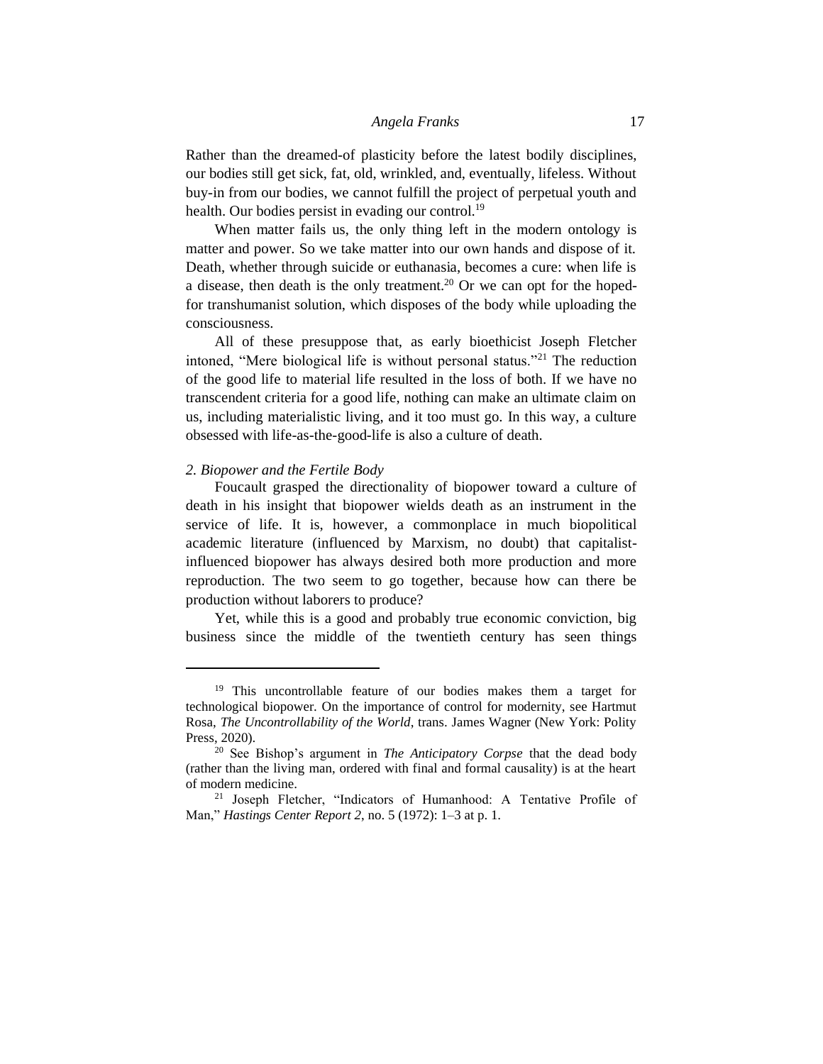Rather than the dreamed-of plasticity before the latest bodily disciplines, our bodies still get sick, fat, old, wrinkled, and, eventually, lifeless. Without buy-in from our bodies, we cannot fulfill the project of perpetual youth and health. Our bodies persist in evading our control.[19]

When matter fails us, the only thing left in the modern ontology is matter and power. So we take matter into our own hands and dispose of it. Death, whether through suicide or euthanasia, becomes a cure: when life is a disease, then death is the only treatment.[20] Or we can opt for the hoped-for transhumanist solution, which disposes of the body while uploading the consciousness.

All of these presuppose that, as early bioethicist Joseph Fletcher intoned, "Mere biological life is without personal status."[21] The reduction of the good life to material life resulted in the loss of both. If we have no transcendent criteria for a good life, nothing can make an ultimate claim on us, including materialistic living, and it too must go. In this way, a culture obsessed with life-as-the-good-life is also a culture of death.

### *2. Biopower and the Fertile Body*

Foucault grasped the directionality of biopower toward a culture of death in his insight that biopower wields death as an instrument in the service of life. It is, however, a commonplace in much biopolitical academic literature (influenced by Marxism, no doubt) that capitalist-influenced biopower has always desired both more production and more reproduction. The two seem to go together, because how can there be production without laborers to produce?

Yet, while this is a good and probably true economic conviction, big business since the middle of the twentieth century has seen things

---

[19] This uncontrollable feature of our bodies makes them a target for technological biopower. On the importance of control for modernity, see Hartmut Rosa, *The Uncontrollability of the World*, trans. James Wagner (New York: Polity Press, 2020).

[20] See Bishop's argument in *The Anticipatory Corpse* that the dead body (rather than the living man, ordered with final and formal causality) is at the heart of modern medicine.

[21] Joseph Fletcher, "Indicators of Humanhood: A Tentative Profile of Man," *Hastings Center Report 2*, no. 5 (1972): 1–3 at p. 1.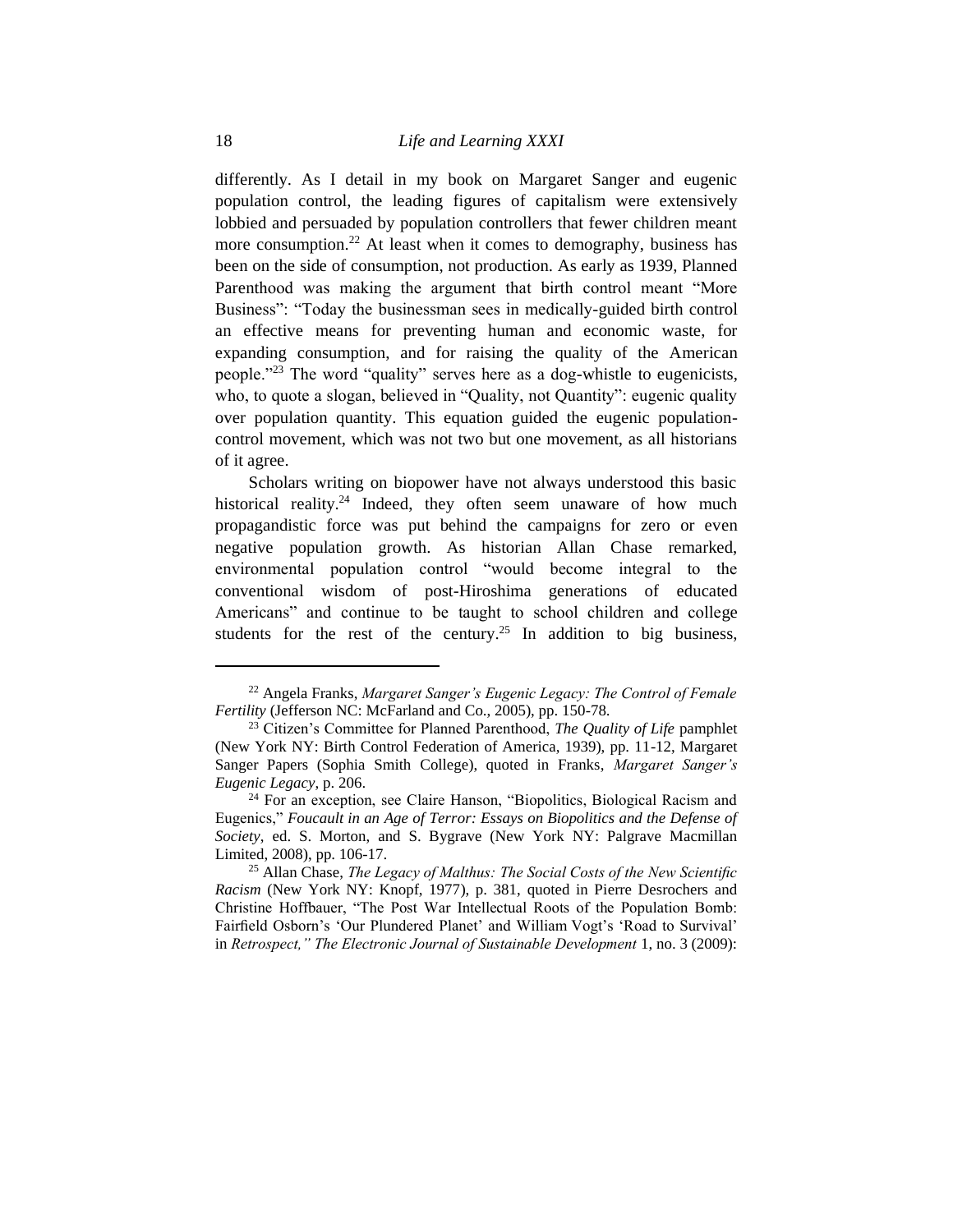differently. As I detail in my book on Margaret Sanger and eugenic population control, the leading figures of capitalism were extensively lobbied and persuaded by population controllers that fewer children meant more consumption.[22] At least when it comes to demography, business has been on the side of consumption, not production. As early as 1939, Planned Parenthood was making the argument that birth control meant "More Business": "Today the businessman sees in medically-guided birth control an effective means for preventing human and economic waste, for expanding consumption, and for raising the quality of the American people."[23] The word "quality" serves here as a dog-whistle to eugenicists, who, to quote a slogan, believed in "Quality, not Quantity": eugenic quality over population quantity. This equation guided the eugenic population-control movement, which was not two but one movement, as all historians of it agree.

Scholars writing on biopower have not always understood this basic historical reality.[24] Indeed, they often seem unaware of how much propagandistic force was put behind the campaigns for zero or even negative population growth. As historian Allan Chase remarked, environmental population control "would become integral to the conventional wisdom of post-Hiroshima generations of educated Americans" and continue to be taught to school children and college students for the rest of the century.[25] In addition to big business,

---

[22] Angela Franks, *Margaret Sanger's Eugenic Legacy: The Control of Female Fertility* (Jefferson NC: McFarland and Co., 2005), pp. 150-78.

[23] Citizen's Committee for Planned Parenthood, *The Quality of Life* pamphlet (New York NY: Birth Control Federation of America, 1939), pp. 11-12, Margaret Sanger Papers (Sophia Smith College), quoted in Franks, *Margaret Sanger's Eugenic Legacy*, p. 206.

[24] For an exception, see Claire Hanson, "Biopolitics, Biological Racism and Eugenics," *Foucault in an Age of Terror: Essays on Biopolitics and the Defense of Society*, ed. S. Morton, and S. Bygrave (New York NY: Palgrave Macmillan Limited, 2008), pp. 106-17.

[25] Allan Chase, *The Legacy of Malthus: The Social Costs of the New Scientific Racism* (New York NY: Knopf, 1977), p. 381, quoted in Pierre Desrochers and Christine Hoffbauer, "The Post War Intellectual Roots of the Population Bomb: Fairfield Osborn's 'Our Plundered Planet' and William Vogt's 'Road to Survival' in *Retrospect," The Electronic Journal of Sustainable Development* 1, no. 3 (2009):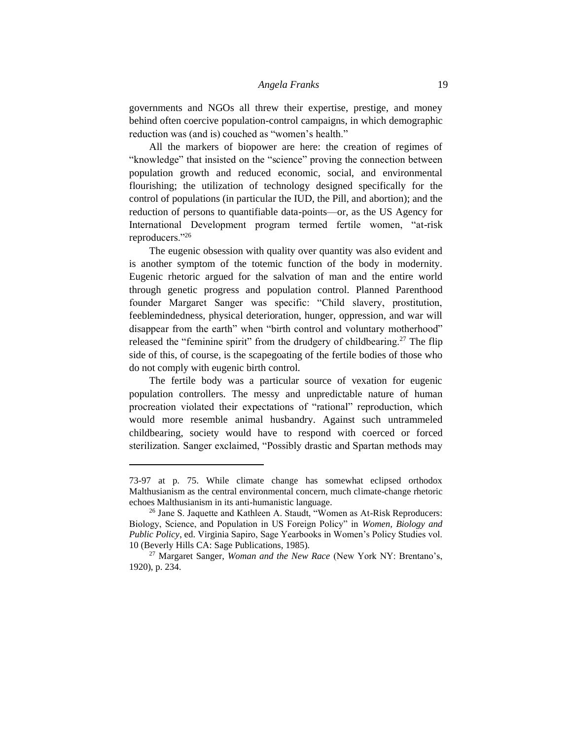governments and NGOs all threw their expertise, prestige, and money behind often coercive population-control campaigns, in which demographic reduction was (and is) couched as "women's health."

All the markers of biopower are here: the creation of regimes of "knowledge" that insisted on the "science" proving the connection between population growth and reduced economic, social, and environmental flourishing; the utilization of technology designed specifically for the control of populations (in particular the IUD, the Pill, and abortion); and the reduction of persons to quantifiable data-points—or, as the US Agency for International Development program termed fertile women, "at-risk reproducers."[26]

The eugenic obsession with quality over quantity was also evident and is another symptom of the totemic function of the body in modernity. Eugenic rhetoric argued for the salvation of man and the entire world through genetic progress and population control. Planned Parenthood founder Margaret Sanger was specific: "Child slavery, prostitution, feeblemindedness, physical deterioration, hunger, oppression, and war will disappear from the earth" when "birth control and voluntary motherhood" released the "feminine spirit" from the drudgery of childbearing.[27] The flip side of this, of course, is the scapegoating of the fertile bodies of those who do not comply with eugenic birth control.

The fertile body was a particular source of vexation for eugenic population controllers. The messy and unpredictable nature of human procreation violated their expectations of "rational" reproduction, which would more resemble animal husbandry. Against such untrammeled childbearing, society would have to respond with coerced or forced sterilization. Sanger exclaimed, "Possibly drastic and Spartan methods may

---

73-97 at p. 75. While climate change has somewhat eclipsed orthodox Malthusianism as the central environmental concern, much climate-change rhetoric echoes Malthusianism in its anti-humanistic language.

[26] Jane S. Jaquette and Kathleen A. Staudt, "Women as At-Risk Reproducers: Biology, Science, and Population in US Foreign Policy" in *Women, Biology and Public Policy*, ed. Virginia Sapiro, Sage Yearbooks in Women's Policy Studies vol. 10 (Beverly Hills CA: Sage Publications, 1985).

[27] Margaret Sanger, *Woman and the New Race* (New York NY: Brentano's, 1920), p. 234.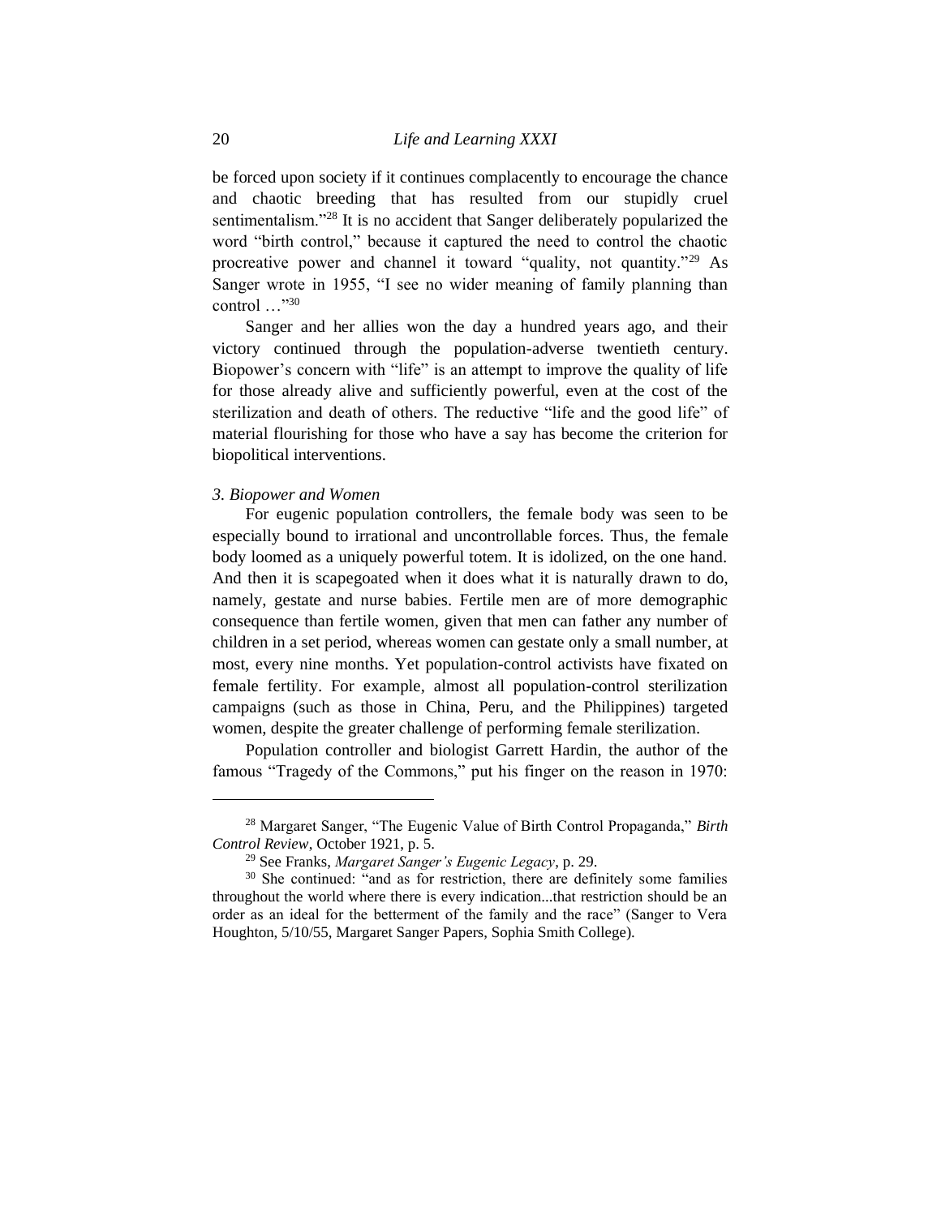be forced upon society if it continues complacently to encourage the chance and chaotic breeding that has resulted from our stupidly cruel sentimentalism."[28] It is no accident that Sanger deliberately popularized the word "birth control," because it captured the need to control the chaotic procreative power and channel it toward "quality, not quantity."[29] As Sanger wrote in 1955, "I see no wider meaning of family planning than control …"[30]

Sanger and her allies won the day a hundred years ago, and their victory continued through the population-adverse twentieth century. Biopower's concern with "life" is an attempt to improve the quality of life for those already alive and sufficiently powerful, even at the cost of the sterilization and death of others. The reductive "life and the good life" of material flourishing for those who have a say has become the criterion for biopolitical interventions.

### *3. Biopower and Women*

For eugenic population controllers, the female body was seen to be especially bound to irrational and uncontrollable forces. Thus, the female body loomed as a uniquely powerful totem. It is idolized, on the one hand. And then it is scapegoated when it does what it is naturally drawn to do, namely, gestate and nurse babies. Fertile men are of more demographic consequence than fertile women, given that men can father any number of children in a set period, whereas women can gestate only a small number, at most, every nine months. Yet population-control activists have fixated on female fertility. For example, almost all population-control sterilization campaigns (such as those in China, Peru, and the Philippines) targeted women, despite the greater challenge of performing female sterilization.

Population controller and biologist Garrett Hardin, the author of the famous "Tragedy of the Commons," put his finger on the reason in 1970:

---

[28] Margaret Sanger, "The Eugenic Value of Birth Control Propaganda," *Birth Control Review*, October 1921, p. 5.

[29] See Franks, *Margaret Sanger's Eugenic Legacy*, p. 29.

[30] She continued: "and as for restriction, there are definitely some families throughout the world where there is every indication...that restriction should be an order as an ideal for the betterment of the family and the race" (Sanger to Vera Houghton, 5/10/55, Margaret Sanger Papers, Sophia Smith College).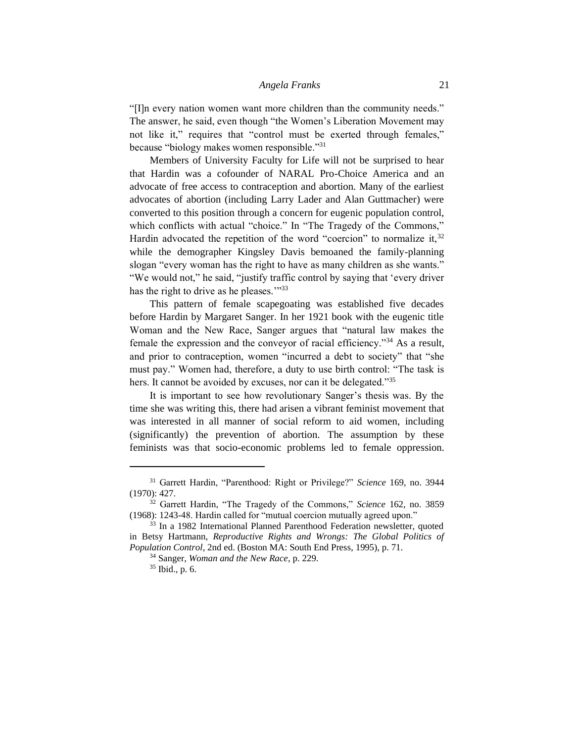"[I]n every nation women want more children than the community needs." The answer, he said, even though "the Women's Liberation Movement may not like it," requires that "control must be exerted through females," because "biology makes women responsible."[31]

Members of University Faculty for Life will not be surprised to hear that Hardin was a cofounder of NARAL Pro-Choice America and an advocate of free access to contraception and abortion. Many of the earliest advocates of abortion (including Larry Lader and Alan Guttmacher) were converted to this position through a concern for eugenic population control, which conflicts with actual "choice." In "The Tragedy of the Commons," Hardin advocated the repetition of the word "coercion" to normalize it,[32] while the demographer Kingsley Davis bemoaned the family-planning slogan "every woman has the right to have as many children as she wants." "We would not," he said, "justify traffic control by saying that 'every driver has the right to drive as he pleases.'"[33]

This pattern of female scapegoating was established five decades before Hardin by Margaret Sanger. In her 1921 book with the eugenic title Woman and the New Race, Sanger argues that "natural law makes the female the expression and the conveyor of racial efficiency."[34] As a result, and prior to contraception, women "incurred a debt to society" that "she must pay." Women had, therefore, a duty to use birth control: "The task is hers. It cannot be avoided by excuses, nor can it be delegated."[35]

It is important to see how revolutionary Sanger's thesis was. By the time she was writing this, there had arisen a vibrant feminist movement that was interested in all manner of social reform to aid women, including (significantly) the prevention of abortion. The assumption by these feminists was that socio-economic problems led to female oppression.

---

[31] Garrett Hardin, "Parenthood: Right or Privilege?" *Science* 169, no. 3944 (1970): 427.

[32] Garrett Hardin, "The Tragedy of the Commons," *Science* 162, no. 3859 (1968): 1243-48. Hardin called for "mutual coercion mutually agreed upon."

[33] In a 1982 International Planned Parenthood Federation newsletter, quoted in Betsy Hartmann, *Reproductive Rights and Wrongs: The Global Politics of Population Control*, 2nd ed. (Boston MA: South End Press, 1995), p. 71.

[34] Sanger, *Woman and the New Race*, p. 229.

[35] Ibid., p. 6.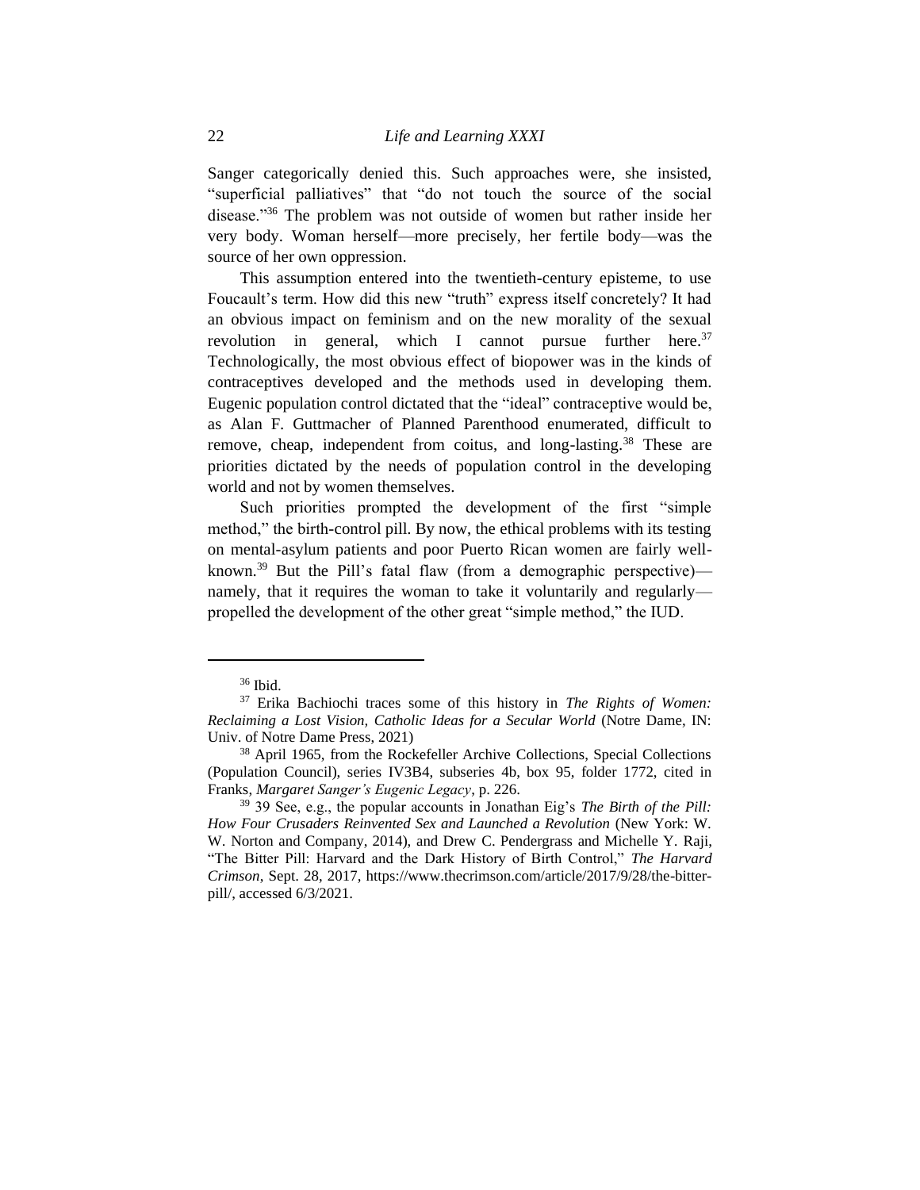Sanger categorically denied this. Such approaches were, she insisted, "superficial palliatives" that "do not touch the source of the social disease."[36] The problem was not outside of women but rather inside her very body. Woman herself—more precisely, her fertile body—was the source of her own oppression.

This assumption entered into the twentieth-century episteme, to use Foucault's term. How did this new "truth" express itself concretely? It had an obvious impact on feminism and on the new morality of the sexual revolution in general, which I cannot pursue further here.[37] Technologically, the most obvious effect of biopower was in the kinds of contraceptives developed and the methods used in developing them. Eugenic population control dictated that the "ideal" contraceptive would be, as Alan F. Guttmacher of Planned Parenthood enumerated, difficult to remove, cheap, independent from coitus, and long-lasting.[38] These are priorities dictated by the needs of population control in the developing world and not by women themselves.

Such priorities prompted the development of the first "simple method," the birth-control pill. By now, the ethical problems with its testing on mental-asylum patients and poor Puerto Rican women are fairly well-known.[39] But the Pill's fatal flaw (from a demographic perspective)—namely, that it requires the woman to take it voluntarily and regularly—propelled the development of the other great "simple method," the IUD.

---

[36] Ibid.

[37] Erika Bachiochi traces some of this history in *The Rights of Women: Reclaiming a Lost Vision, Catholic Ideas for a Secular World* (Notre Dame, IN: Univ. of Notre Dame Press, 2021)

[38] April 1965, from the Rockefeller Archive Collections, Special Collections (Population Council), series IV3B4, subseries 4b, box 95, folder 1772, cited in Franks, *Margaret Sanger's Eugenic Legacy*, p. 226.

[39] 39 See, e.g., the popular accounts in Jonathan Eig's *The Birth of the Pill: How Four Crusaders Reinvented Sex and Launched a Revolution* (New York: W. W. Norton and Company, 2014), and Drew C. Pendergrass and Michelle Y. Raji, "The Bitter Pill: Harvard and the Dark History of Birth Control," *The Harvard Crimson*, Sept. 28, 2017, https://www.thecrimson.com/article/2017/9/28/the-bitter-pill/, accessed 6/3/2021.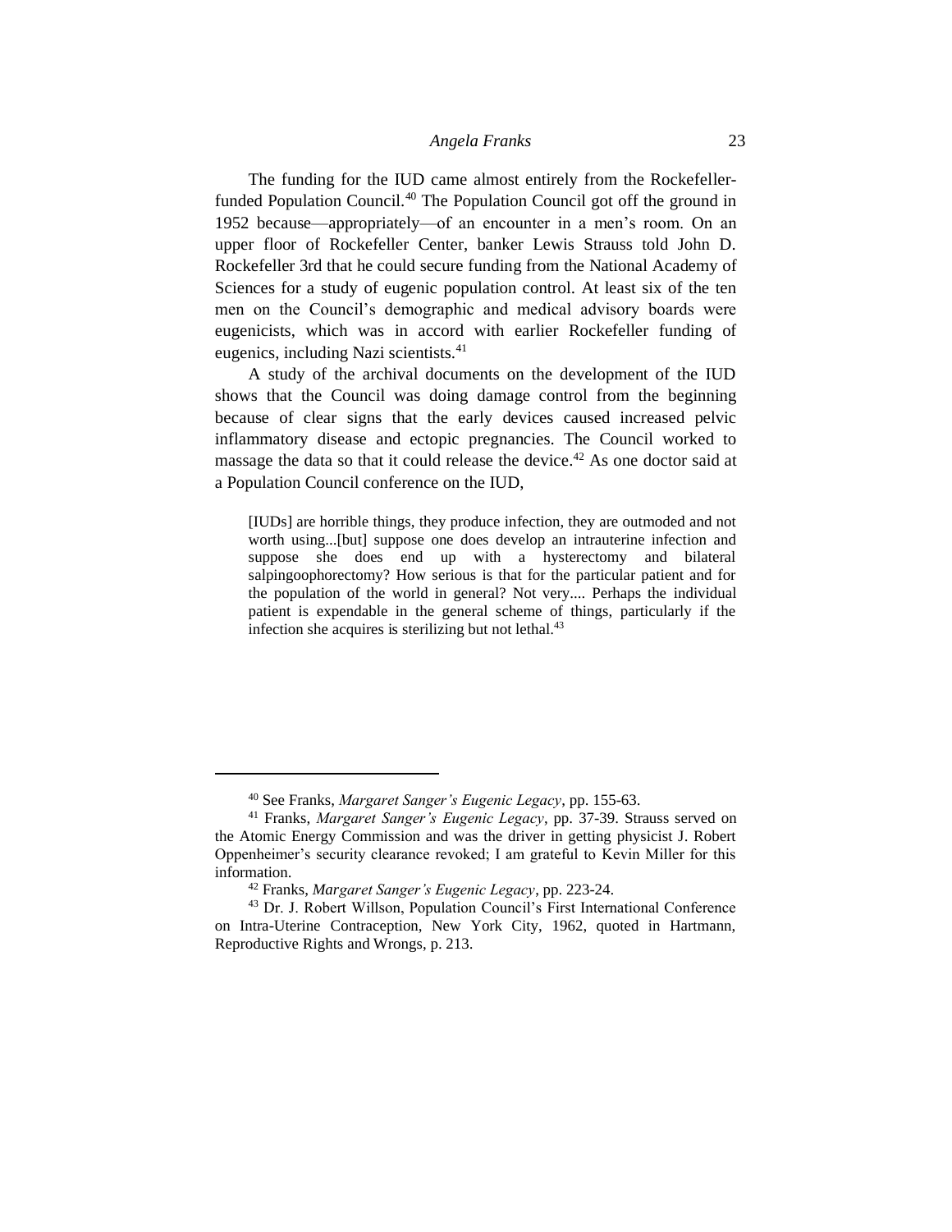The funding for the IUD came almost entirely from the Rockefeller-funded Population Council.[40] The Population Council got off the ground in 1952 because—appropriately—of an encounter in a men's room. On an upper floor of Rockefeller Center, banker Lewis Strauss told John D. Rockefeller 3rd that he could secure funding from the National Academy of Sciences for a study of eugenic population control. At least six of the ten men on the Council's demographic and medical advisory boards were eugenicists, which was in accord with earlier Rockefeller funding of eugenics, including Nazi scientists.[41]

A study of the archival documents on the development of the IUD shows that the Council was doing damage control from the beginning because of clear signs that the early devices caused increased pelvic inflammatory disease and ectopic pregnancies. The Council worked to massage the data so that it could release the device.[42] As one doctor said at a Population Council conference on the IUD,

> [IUDs] are horrible things, they produce infection, they are outmoded and not worth using...[but] suppose one does develop an intrauterine infection and suppose she does end up with a hysterectomy and bilateral salpingoophorectomy? How serious is that for the particular patient and for the population of the world in general? Not very.... Perhaps the individual patient is expendable in the general scheme of things, particularly if the infection she acquires is sterilizing but not lethal.[43]

---

[40] See Franks, *Margaret Sanger's Eugenic Legacy*, pp. 155-63.

[41] Franks, *Margaret Sanger's Eugenic Legacy*, pp. 37-39. Strauss served on the Atomic Energy Commission and was the driver in getting physicist J. Robert Oppenheimer's security clearance revoked; I am grateful to Kevin Miller for this information.

[42] Franks, *Margaret Sanger's Eugenic Legacy*, pp. 223-24.

[43] Dr. J. Robert Willson, Population Council's First International Conference on Intra-Uterine Contraception, New York City, 1962, quoted in Hartmann, Reproductive Rights and Wrongs, p. 213.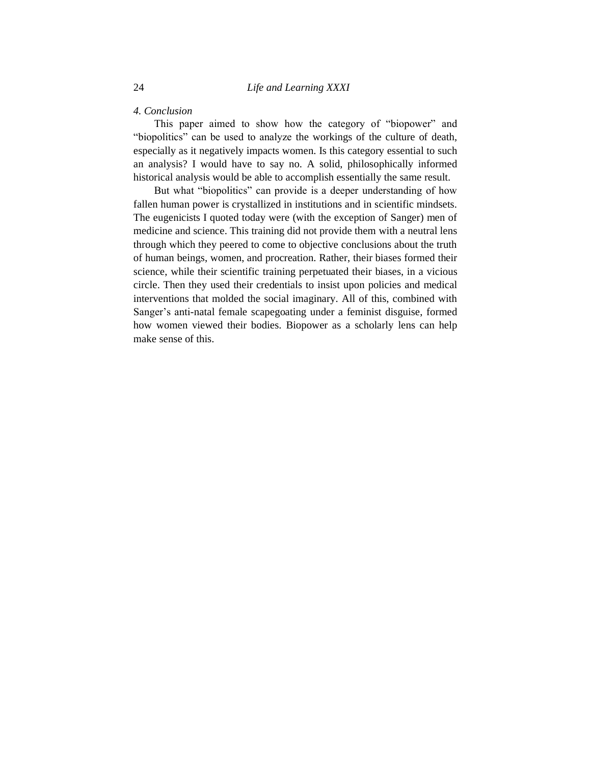### *4. Conclusion*

This paper aimed to show how the category of "biopower" and "biopolitics" can be used to analyze the workings of the culture of death, especially as it negatively impacts women. Is this category essential to such an analysis? I would have to say no. A solid, philosophically informed historical analysis would be able to accomplish essentially the same result.

But what "biopolitics" can provide is a deeper understanding of how fallen human power is crystallized in institutions and in scientific mindsets. The eugenicists I quoted today were (with the exception of Sanger) men of medicine and science. This training did not provide them with a neutral lens through which they peered to come to objective conclusions about the truth of human beings, women, and procreation. Rather, their biases formed their science, while their scientific training perpetuated their biases, in a vicious circle. Then they used their credentials to insist upon policies and medical interventions that molded the social imaginary. All of this, combined with Sanger's anti-natal female scapegoating under a feminist disguise, formed how women viewed their bodies. Biopower as a scholarly lens can help make sense of this.